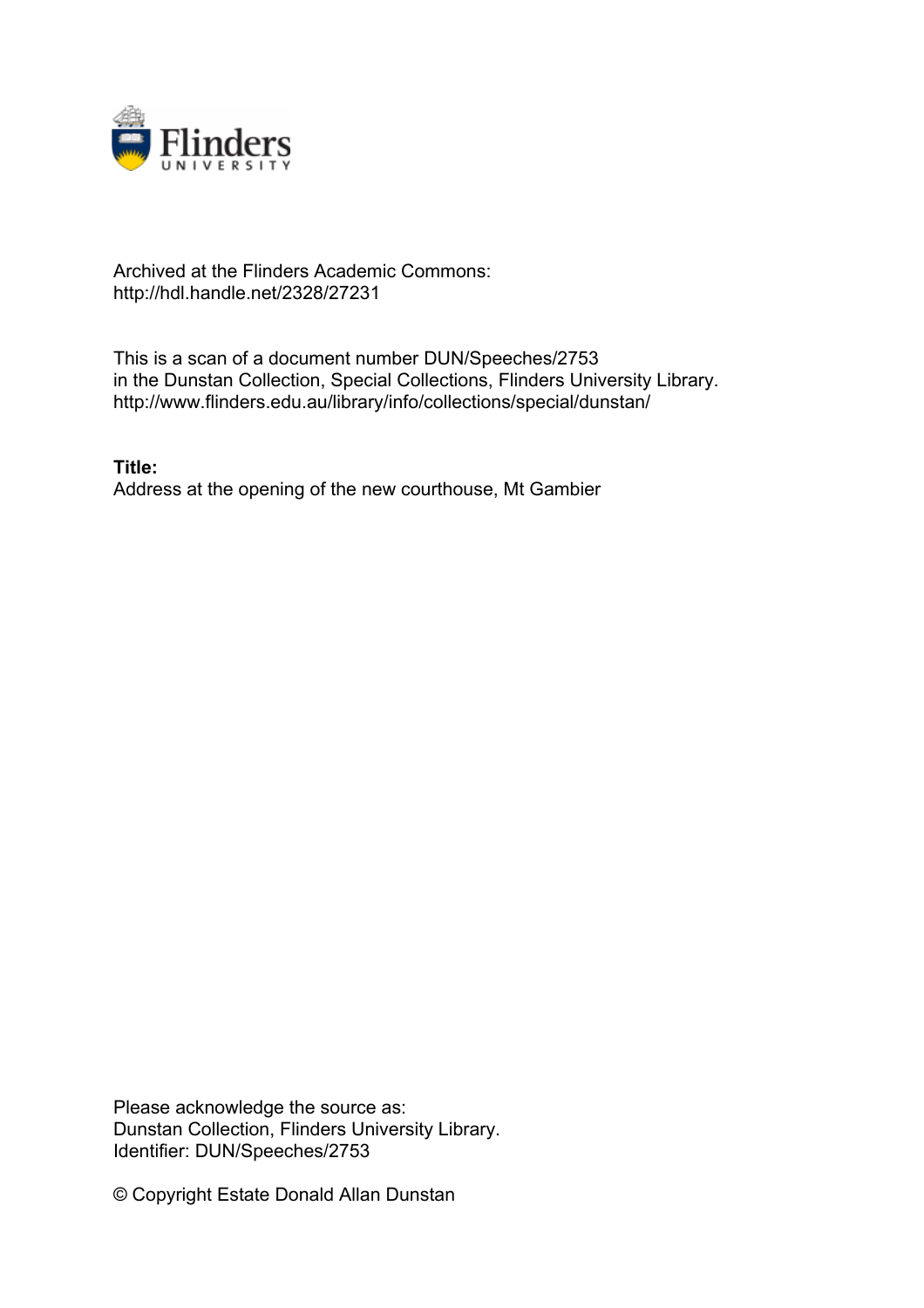Archived at the Flinders Academic Commons:
http://hdl.handle.net/2328/27231

This is a scan of a document number DUN/Speeches/2753
in the Dunstan Collection, Special Collections, Flinders University Library.
http://www.flinders.edu.au/library/info/collections/special/dunstan/

**Title:**
Address at the opening of the new courthouse, Mt Gambier

Please acknowledge the source as:
Dunstan Collection, Flinders University Library.
Identifier: DUN/Speeches/2753

© Copyright Estate Donald Allan Dunstan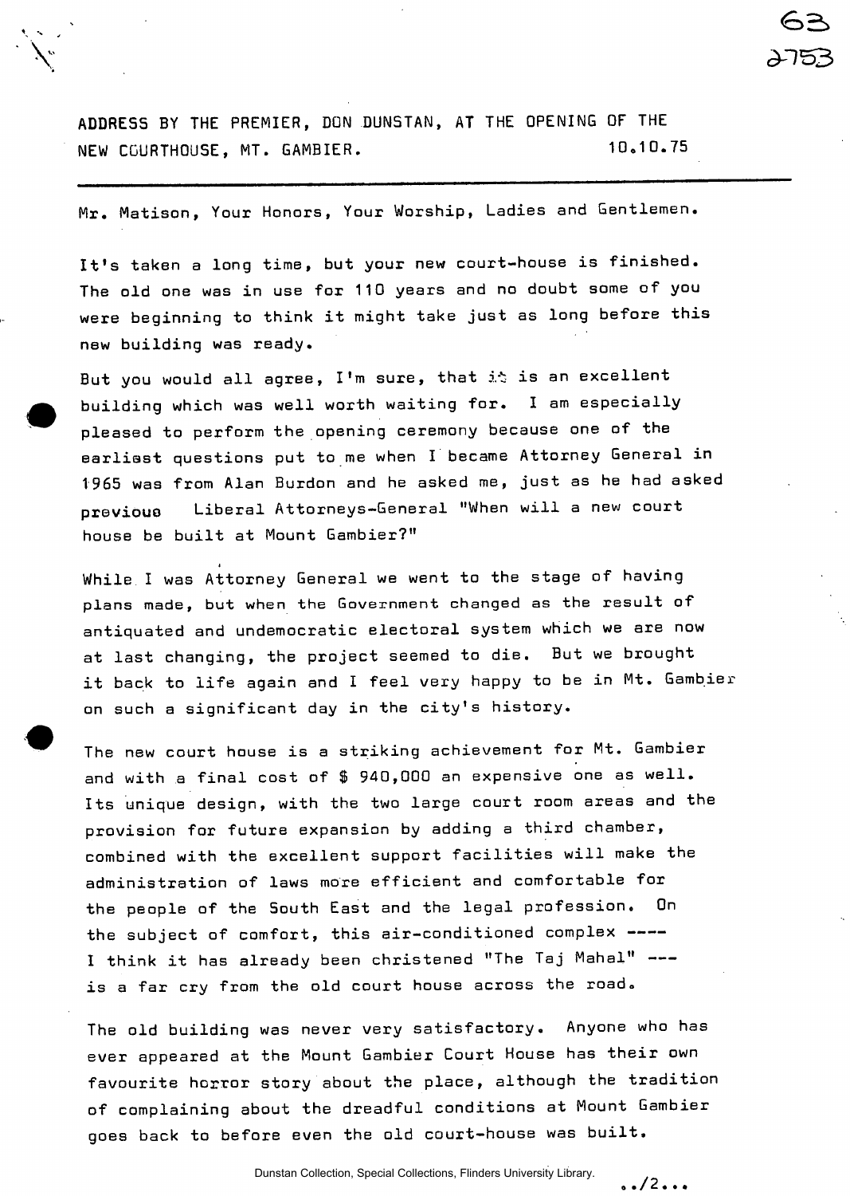ADDRESS BY THE PREMIER, DON DUNSTAN, AT THE OPENING OF THE NEW COURTHOUSE, MT. GAMBIER. 10.10.75

---

Mr. Matison, Your Honors, Your Worship, Ladies and Gentlemen.

It's taken a long time, but your new court-house is finished. The old one was in use for 110 years and no doubt some of you were beginning to think it might take just as long before this new building was ready.

But you would all agree, I'm sure, that it is an excellent building which was well worth waiting for. I am especially pleased to perform the opening ceremony because one of the earliest questions put to me when I became Attorney General in 1965 was from Alan Burdon and he asked me, just as he had asked previous Liberal Attorneys-General "When will a new court house be built at Mount Gambier?"

While I was Attorney General we went to the stage of having plans made, but when the Government changed as the result of antiquated and undemocratic electoral system which we are now at last changing, the project seemed to die. But we brought it back to life again and I feel very happy to be in Mt. Gambier on such a significant day in the city's history.

The new court house is a striking achievement for Mt. Gambier and with a final cost of $ 940,000 an expensive one as well. Its unique design, with the two large court room areas and the provision for future expansion by adding a third chamber, combined with the excellent support facilities will make the administration of laws more efficient and comfortable for the people of the South East and the legal profession. On the subject of comfort, this air-conditioned complex ---- I think it has already been christened "The Taj Mahal" --- is a far cry from the old court house across the road.

The old building was never very satisfactory. Anyone who has ever appeared at the Mount Gambier Court House has their own favourite horror story about the place, although the tradition of complaining about the dreadful conditions at Mount Gambier goes back to before even the old court-house was built.

../2...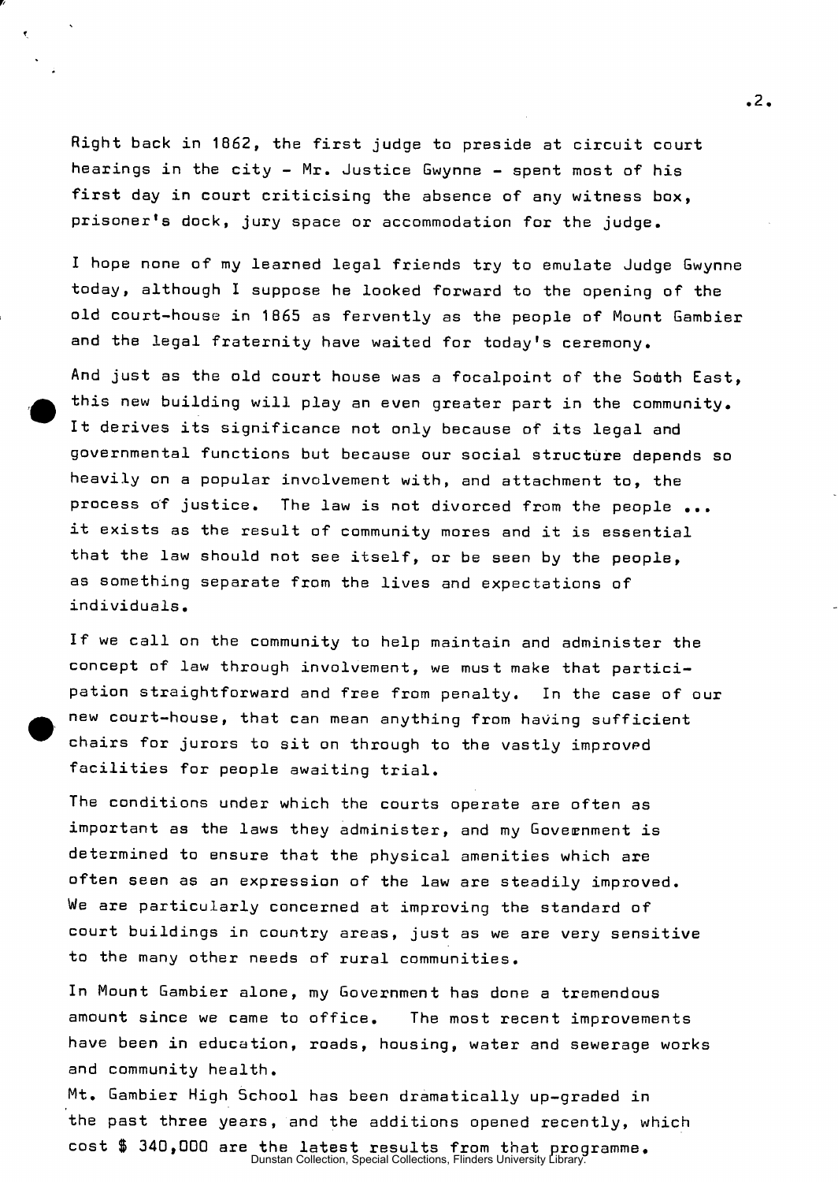Right back in 1862, the first judge to preside at circuit court hearings in the city - Mr. Justice Gwynne - spent most of his first day in court criticising the absence of any witness box, prisoner's dock, jury space or accommodation for the judge.

I hope none of my learned legal friends try to emulate Judge Gwynne today, although I suppose he looked forward to the opening of the old court-house in 1865 as fervently as the people of Mount Gambier and the legal fraternity have waited for today's ceremony.

And just as the old court house was a focalpoint of the South East, this new building will play an even greater part in the community. It derives its significance not only because of its legal and governmental functions but because our social structure depends so heavily on a popular involvement with, and attachment to, the process of justice. The law is not divorced from the people ... it exists as the result of community mores and it is essential that the law should not see itself, or be seen by the people, as something separate from the lives and expectations of individuals.

If we call on the community to help maintain and administer the concept of law through involvement, we must make that participation straightforward and free from penalty. In the case of our new court-house, that can mean anything from having sufficient chairs for jurors to sit on through to the vastly improved facilities for people awaiting trial.

The conditions under which the courts operate are often as important as the laws they administer, and my Government is determined to ensure that the physical amenities which are often seen as an expression of the law are steadily improved. We are particularly concerned at improving the standard of court buildings in country areas, just as we are very sensitive to the many other needs of rural communities.

In Mount Gambier alone, my Government has done a tremendous amount since we came to office. The most recent improvements have been in education, roads, housing, water and sewerage works and community health.

Mt. Gambier High School has been dramatically up-graded in the past three years, and the additions opened recently, which cost $ 340,000 are the latest results from that programme.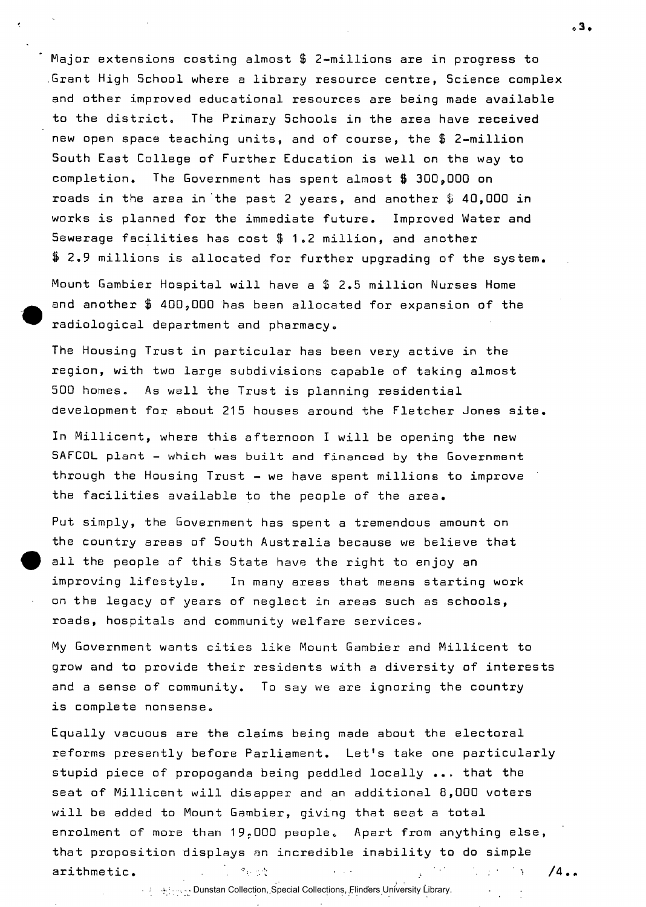Major extensions costing almost $ 2-millions are in progress to Grant High School where a library resource centre, Science complex and other improved educational resources are being made available to the district. The Primary Schools in the area have received new open space teaching units, and of course, the $ 2-million South East College of Further Education is well on the way to completion. The Government has spent almost $ 300,000 on roads in the area in the past 2 years, and another $ 40,000 in works is planned for the immediate future. Improved Water and Sewerage facilities has cost $ 1.2 million, and another $ 2.9 millions is allocated for further upgrading of the system.

Mount Gambier Hospital will have a $ 2.5 million Nurses Home and another $ 400,000 has been allocated for expansion of the radiological department and pharmacy.

The Housing Trust in particular has been very active in the region, with two large subdivisions capable of taking almost 500 homes. As well the Trust is planning residential development for about 215 houses around the Fletcher Jones site.

In Millicent, where this afternoon I will be opening the new SAFCOL plant - which was built and financed by the Government through the Housing Trust - we have spent millions to improve the facilities available to the people of the area.

Put simply, the Government has spent a tremendous amount on the country areas of South Australia because we believe that all the people of this State have the right to enjoy an improving lifestyle. In many areas that means starting work on the legacy of years of neglect in areas such as schools, roads, hospitals and community welfare services.

My Government wants cities like Mount Gambier and Millicent to grow and to provide their residents with a diversity of interests and a sense of community. To say we are ignoring the country is complete nonsense.

Equally vacuous are the claims being made about the electoral reforms presently before Parliament. Let's take one particularly stupid piece of propoganda being peddled locally ... that the seat of Millicent will disapper and an additional 8,000 voters will be added to Mount Gambier, giving that seat a total enrolment of more than 19,000 people. Apart from anything else, that proposition displays an incredible inability to do simple arithmetic.

/4..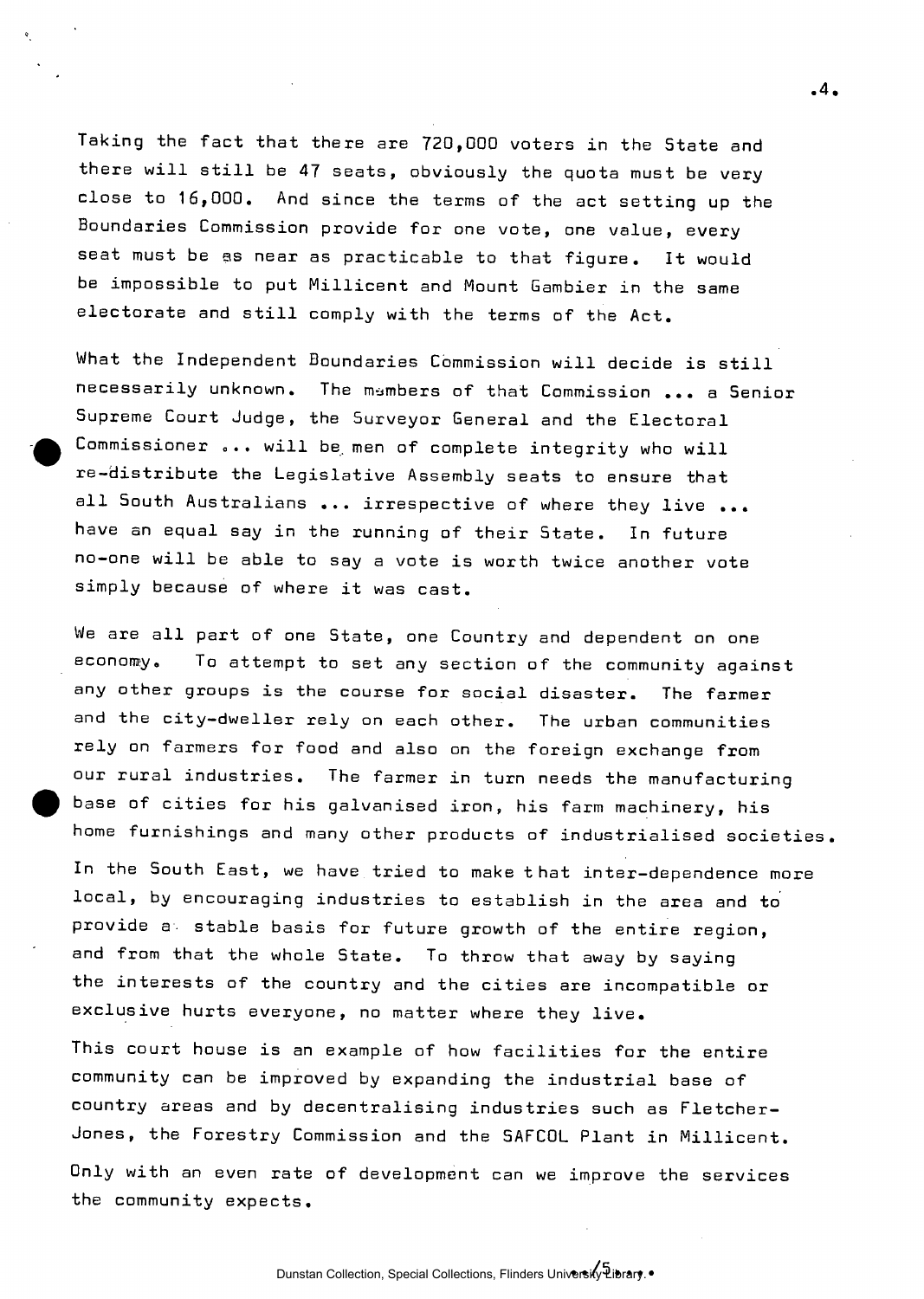Taking the fact that there are 720,000 voters in the State and there will still be 47 seats, obviously the quota must be very close to 16,000. And since the terms of the act setting up the Boundaries Commission provide for one vote, one value, every seat must be as near as practicable to that figure. It would be impossible to put Millicent and Mount Gambier in the same electorate and still comply with the terms of the Act.

What the Independent Boundaries Commission will decide is still necessarily unknown. The members of that Commission ... a Senior Supreme Court Judge, the Surveyor General and the Electoral Commissioner ... will be men of complete integrity who will re-distribute the Legislative Assembly seats to ensure that all South Australians ... irrespective of where they live ... have an equal say in the running of their State. In future no-one will be able to say a vote is worth twice another vote simply because of where it was cast.

We are all part of one State, one Country and dependent on one economy. To attempt to set any section of the community against any other groups is the course for social disaster. The farmer and the city-dweller rely on each other. The urban communities rely on farmers for food and also on the foreign exchange from our rural industries. The farmer in turn needs the manufacturing base of cities for his galvanised iron, his farm machinery, his home furnishings and many other products of industrialised societies.

In the South East, we have tried to make that inter-dependence more local, by encouraging industries to establish in the area and to provide a stable basis for future growth of the entire region, and from that the whole State. To throw that away by saying the interests of the country and the cities are incompatible or exclusive hurts everyone, no matter where they live.

This court house is an example of how facilities for the entire community can be improved by expanding the industrial base of country areas and by decentralising industries such as Fletcher-Jones, the Forestry Commission and the SAFCOL Plant in Millicent.

Only with an even rate of development can we improve the services the community expects.

/5.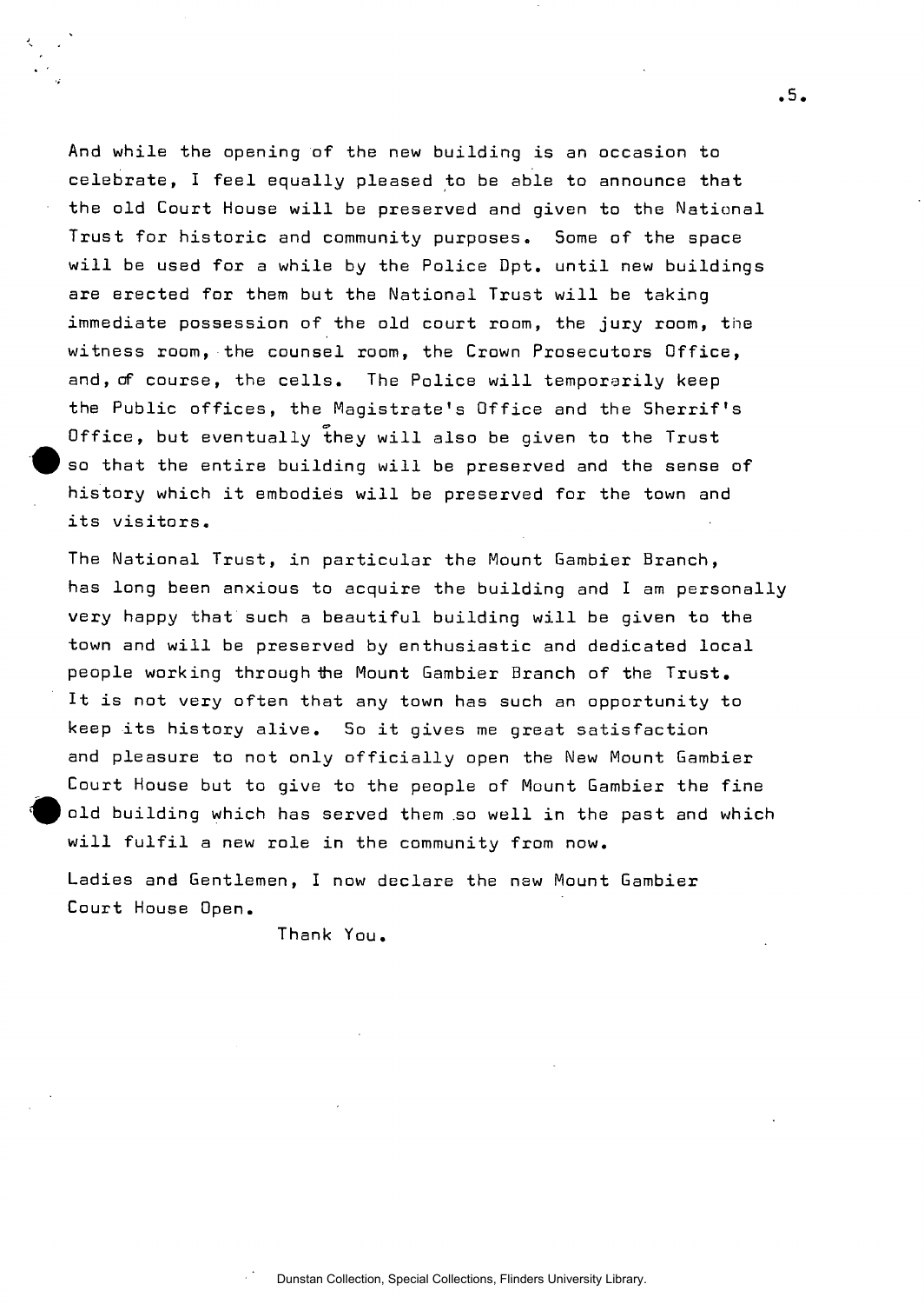And while the opening of the new building is an occasion to celebrate, I feel equally pleased to be able to announce that the old Court House will be preserved and given to the National Trust for historic and community purposes. Some of the space will be used for a while by the Police Dpt. until new buildings are erected for them but the National Trust will be taking immediate possession of the old court room, the jury room, the witness room, the counsel room, the Crown Prosecutors Office, and, of course, the cells. The Police will temporarily keep the Public offices, the Magistrate's Office and the Sherrif's Office, but eventually they will also be given to the Trust so that the entire building will be preserved and the sense of history which it embodies will be preserved for the town and its visitors.

The National Trust, in particular the Mount Gambier Branch, has long been anxious to acquire the building and I am personally very happy that such a beautiful building will be given to the town and will be preserved by enthusiastic and dedicated local people working through the Mount Gambier Branch of the Trust. It is not very often that any town has such an opportunity to keep its history alive. So it gives me great satisfaction and pleasure to not only officially open the New Mount Gambier Court House but to give to the people of Mount Gambier the fine old building which has served them so well in the past and which will fulfil a new role in the community from now.

Ladies and Gentlemen, I now declare the new Mount Gambier Court House Open.

Thank You.

Dunstan Collection, Special Collections, Flinders University Library.